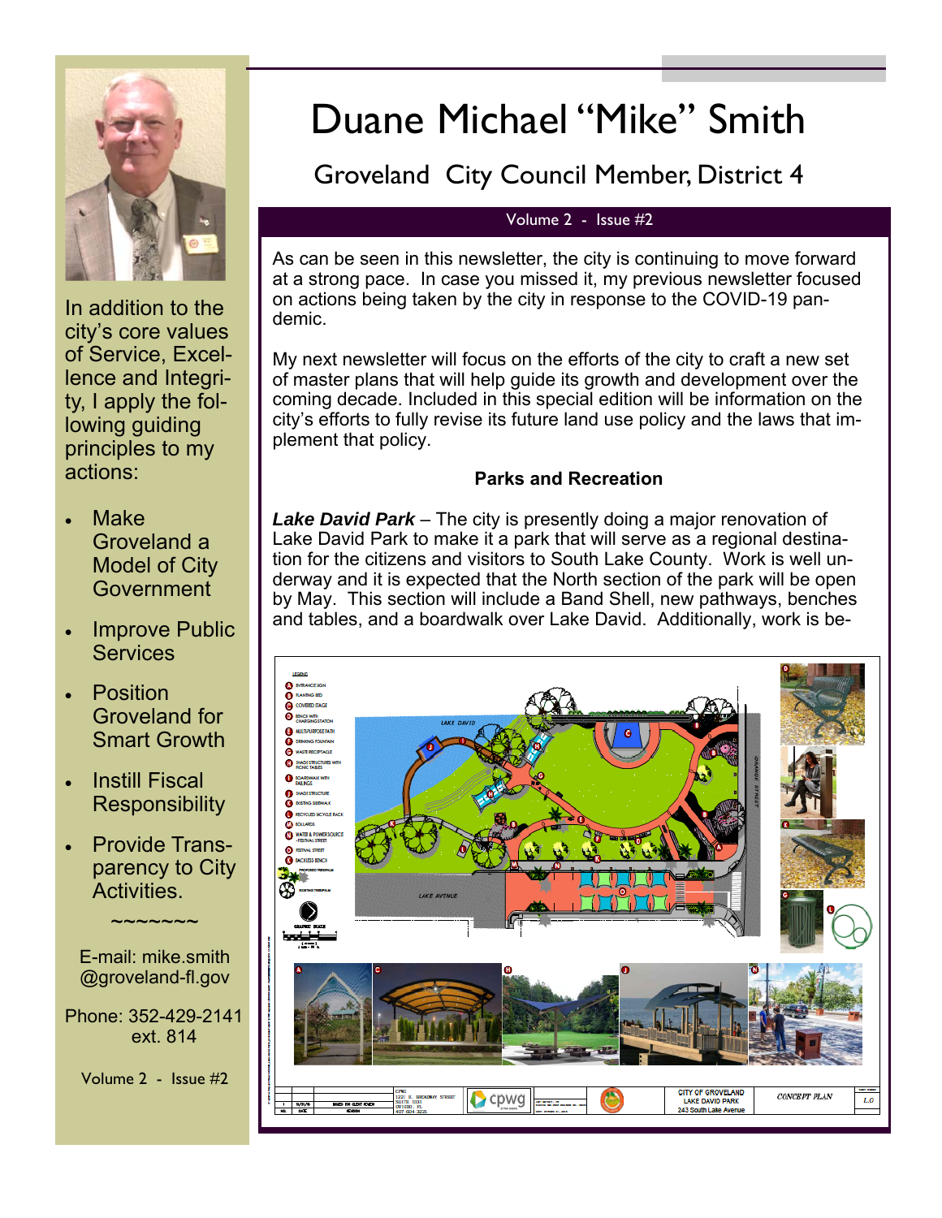# Duane Michael "Mike" Smith

## Groveland City Council Member, District 4

In addition to the city's core values of Service, Excellence and Integrity, I apply the following guiding principles to my actions:

- Make Groveland a Model of City Government
- Improve Public Services
- Position Groveland for Smart Growth
- Instill Fiscal Responsibility
- Provide Transparency to City Activities.

~~~~~~~

E-mail: mike.smith@groveland-fl.gov

Phone: 352-429-2141 ext. 814

As can be seen in this newsletter, the city is continuing to move forward at a strong pace. In case you missed it, my previous newsletter focused on actions being taken by the city in response to the COVID-19 pandemic.

My next newsletter will focus on the efforts of the city to craft a new set of master plans that will help guide its growth and development over the coming decade. Included in this special edition will be information on the city's efforts to fully revise its future land use policy and the laws that implement that policy.

### Parks and Recreation

***Lake David Park*** – The city is presently doing a major renovation of Lake David Park to make it a park that will serve as a regional destination for the citizens and visitors to South Lake County. Work is well underway and it is expected that the North section of the park will be open by May. This section will include a Band Shell, new pathways, benches and tables, and a boardwalk over Lake David. Additionally, work is be-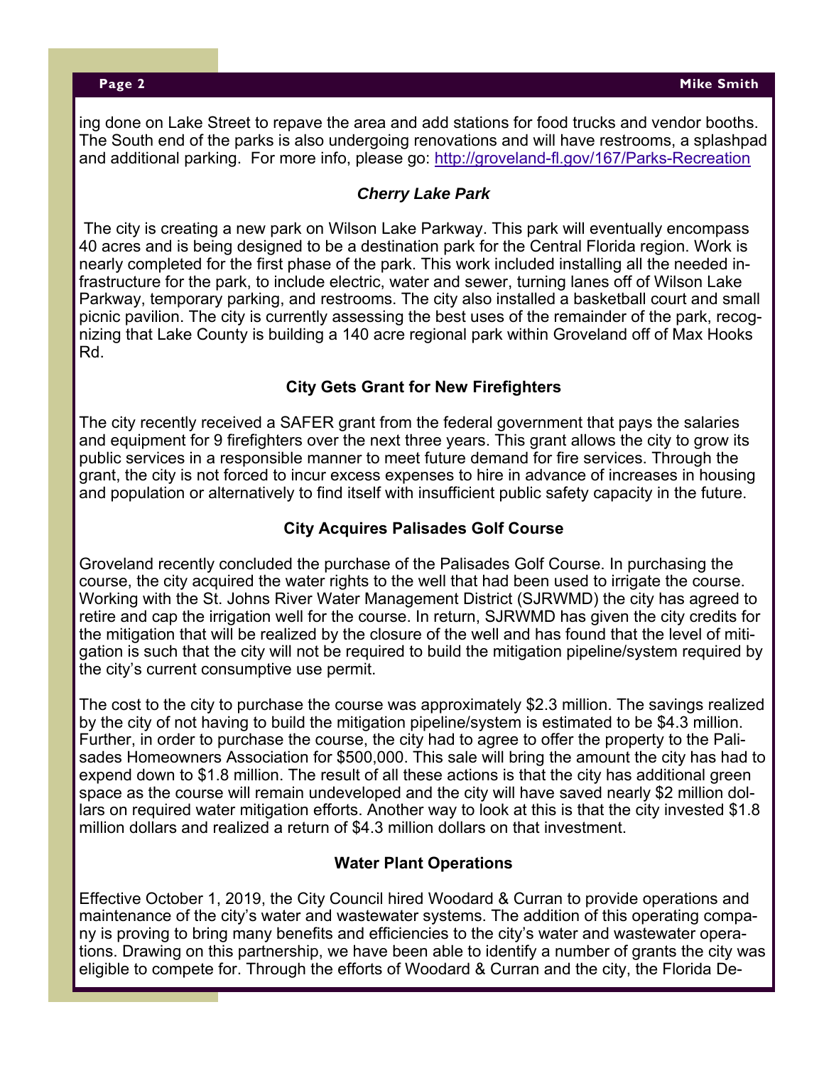ing done on Lake Street to repave the area and add stations for food trucks and vendor booths. The South end of the parks is also undergoing renovations and will have restrooms, a splashpad and additional parking. For more info, please go: [http://groveland-fl.gov/167/Parks-Recreation](http://groveland-fl.gov/167/Parks-Recreation)

### *Cherry Lake Park*

The city is creating a new park on Wilson Lake Parkway. This park will eventually encompass 40 acres and is being designed to be a destination park for the Central Florida region. Work is nearly completed for the first phase of the park. This work included installing all the needed infrastructure for the park, to include electric, water and sewer, turning lanes off of Wilson Lake Parkway, temporary parking, and restrooms. The city also installed a basketball court and small picnic pavilion. The city is currently assessing the best uses of the remainder of the park, recognizing that Lake County is building a 140 acre regional park within Groveland off of Max Hooks Rd.

### City Gets Grant for New Firefighters

The city recently received a SAFER grant from the federal government that pays the salaries and equipment for 9 firefighters over the next three years. This grant allows the city to grow its public services in a responsible manner to meet future demand for fire services. Through the grant, the city is not forced to incur excess expenses to hire in advance of increases in housing and population or alternatively to find itself with insufficient public safety capacity in the future.

### City Acquires Palisades Golf Course

Groveland recently concluded the purchase of the Palisades Golf Course. In purchasing the course, the city acquired the water rights to the well that had been used to irrigate the course. Working with the St. Johns River Water Management District (SJRWMD) the city has agreed to retire and cap the irrigation well for the course. In return, SJRWMD has given the city credits for the mitigation that will be realized by the closure of the well and has found that the level of mitigation is such that the city will not be required to build the mitigation pipeline/system required by the city's current consumptive use permit.

The cost to the city to purchase the course was approximately $2.3 million. The savings realized by the city of not having to build the mitigation pipeline/system is estimated to be $4.3 million. Further, in order to purchase the course, the city had to agree to offer the property to the Palisades Homeowners Association for $500,000. This sale will bring the amount the city has had to expend down to $1.8 million. The result of all these actions is that the city has additional green space as the course will remain undeveloped and the city will have saved nearly $2 million dollars on required water mitigation efforts. Another way to look at this is that the city invested $1.8 million dollars and realized a return of $4.3 million dollars on that investment.

### Water Plant Operations

Effective October 1, 2019, the City Council hired Woodard & Curran to provide operations and maintenance of the city's water and wastewater systems. The addition of this operating company is proving to bring many benefits and efficiencies to the city's water and wastewater operations. Drawing on this partnership, we have been able to identify a number of grants the city was eligible to compete for. Through the efforts of Woodard & Curran and the city, the Florida De-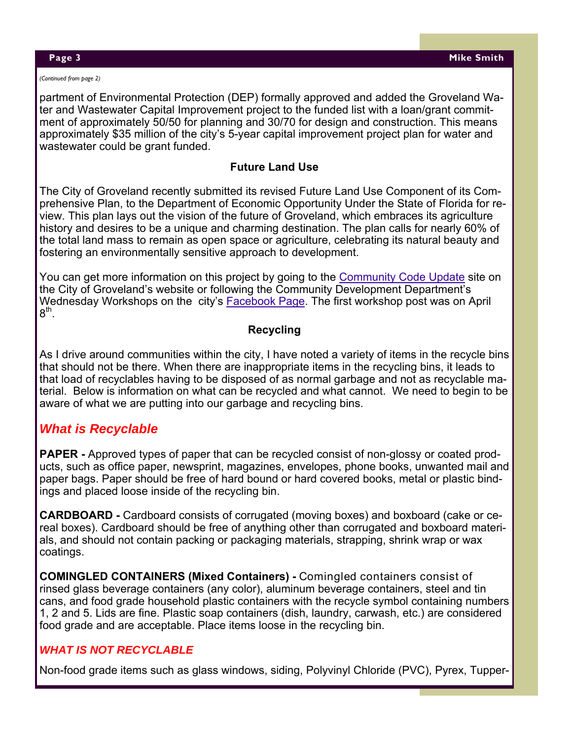*(Continued from page 2)*

partment of Environmental Protection (DEP) formally approved and added the Groveland Water and Wastewater Capital Improvement project to the funded list with a loan/grant commitment of approximately 50/50 for planning and 30/70 for design and construction. This means approximately $35 million of the city's 5-year capital improvement project plan for water and wastewater could be grant funded.

**Future Land Use**

The City of Groveland recently submitted its revised Future Land Use Component of its Comprehensive Plan, to the Department of Economic Opportunity Under the State of Florida for review. This plan lays out the vision of the future of Groveland, which embraces its agriculture history and desires to be a unique and charming destination. The plan calls for nearly 60% of the total land mass to remain as open space or agriculture, celebrating its natural beauty and fostering an environmentally sensitive approach to development.

You can get more information on this project by going to the Community Code Update site on the City of Groveland's website or following the Community Development Department's Wednesday Workshops on the city's Facebook Page. The first workshop post was on April 8th.

**Recycling**

As I drive around communities within the city, I have noted a variety of items in the recycle bins that should not be there. When there are inappropriate items in the recycling bins, it leads to that load of recyclables having to be disposed of as normal garbage and not as recyclable material. Below is information on what can be recycled and what cannot. We need to begin to be aware of what we are putting into our garbage and recycling bins.

## *What is Recyclable*

**PAPER -** Approved types of paper that can be recycled consist of non-glossy or coated products, such as office paper, newsprint, magazines, envelopes, phone books, unwanted mail and paper bags. Paper should be free of hard bound or hard covered books, metal or plastic bindings and placed loose inside of the recycling bin.

**CARDBOARD -** Cardboard consists of corrugated (moving boxes) and boxboard (cake or cereal boxes). Cardboard should be free of anything other than corrugated and boxboard materials, and should not contain packing or packaging materials, strapping, shrink wrap or wax coatings.

**COMINGLED CONTAINERS (Mixed Containers) -** Comingled containers consist of rinsed glass beverage containers (any color), aluminum beverage containers, steel and tin cans, and food grade household plastic containers with the recycle symbol containing numbers 1, 2 and 5. Lids are fine. Plastic soap containers (dish, laundry, carwash, etc.) are considered food grade and are acceptable. Place items loose in the recycling bin.

## *WHAT IS NOT RECYCLABLE*

Non-food grade items such as glass windows, siding, Polyvinyl Chloride (PVC), Pyrex, Tupper-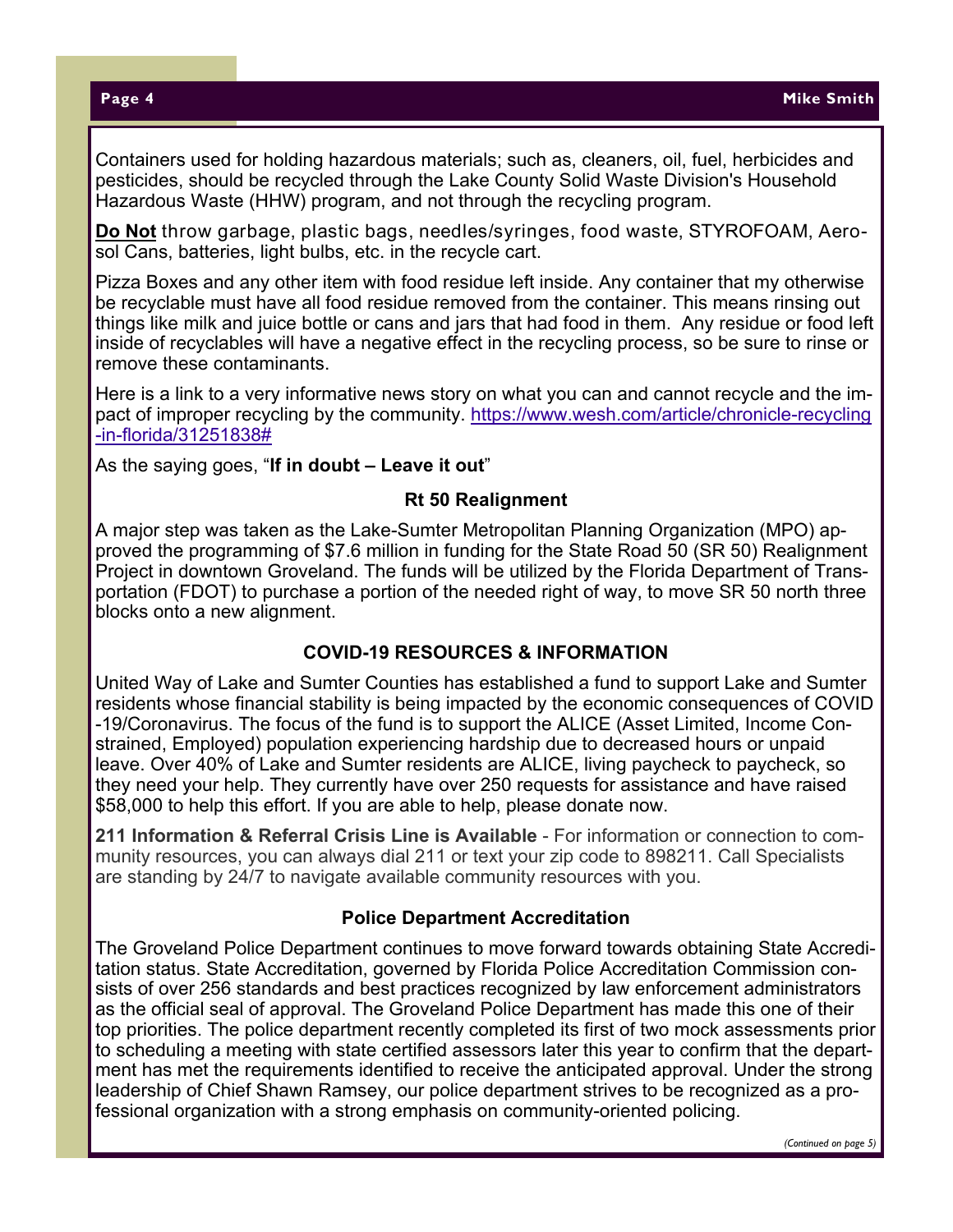Containers used for holding hazardous materials; such as, cleaners, oil, fuel, herbicides and pesticides, should be recycled through the Lake County Solid Waste Division's Household Hazardous Waste (HHW) program, and not through the recycling program.

**Do Not** throw garbage, plastic bags, needles/syringes, food waste, STYROFOAM, Aerosol Cans, batteries, light bulbs, etc. in the recycle cart.

Pizza Boxes and any other item with food residue left inside. Any container that my otherwise be recyclable must have all food residue removed from the container. This means rinsing out things like milk and juice bottle or cans and jars that had food in them. Any residue or food left inside of recyclables will have a negative effect in the recycling process, so be sure to rinse or remove these contaminants.

Here is a link to a very informative news story on what you can and cannot recycle and the impact of improper recycling by the community. https://www.wesh.com/article/chronicle-recycling-in-florida/31251838#

As the saying goes, "**If in doubt – Leave it out**"

### Rt 50 Realignment

A major step was taken as the Lake-Sumter Metropolitan Planning Organization (MPO) approved the programming of $7.6 million in funding for the State Road 50 (SR 50) Realignment Project in downtown Groveland. The funds will be utilized by the Florida Department of Transportation (FDOT) to purchase a portion of the needed right of way, to move SR 50 north three blocks onto a new alignment.

### COVID-19 RESOURCES & INFORMATION

United Way of Lake and Sumter Counties has established a fund to support Lake and Sumter residents whose financial stability is being impacted by the economic consequences of COVID-19/Coronavirus. The focus of the fund is to support the ALICE (Asset Limited, Income Constrained, Employed) population experiencing hardship due to decreased hours or unpaid leave. Over 40% of Lake and Sumter residents are ALICE, living paycheck to paycheck, so they need your help. They currently have over 250 requests for assistance and have raised $58,000 to help this effort. If you are able to help, please donate now.

**211 Information & Referral Crisis Line is Available** - For information or connection to community resources, you can always dial 211 or text your zip code to 898211. Call Specialists are standing by 24/7 to navigate available community resources with you.

### Police Department Accreditation

The Groveland Police Department continues to move forward towards obtaining State Accreditation status. State Accreditation, governed by Florida Police Accreditation Commission consists of over 256 standards and best practices recognized by law enforcement administrators as the official seal of approval. The Groveland Police Department has made this one of their top priorities. The police department recently completed its first of two mock assessments prior to scheduling a meeting with state certified assessors later this year to confirm that the department has met the requirements identified to receive the anticipated approval. Under the strong leadership of Chief Shawn Ramsey, our police department strives to be recognized as a professional organization with a strong emphasis on community-oriented policing.

*(Continued on page 5)*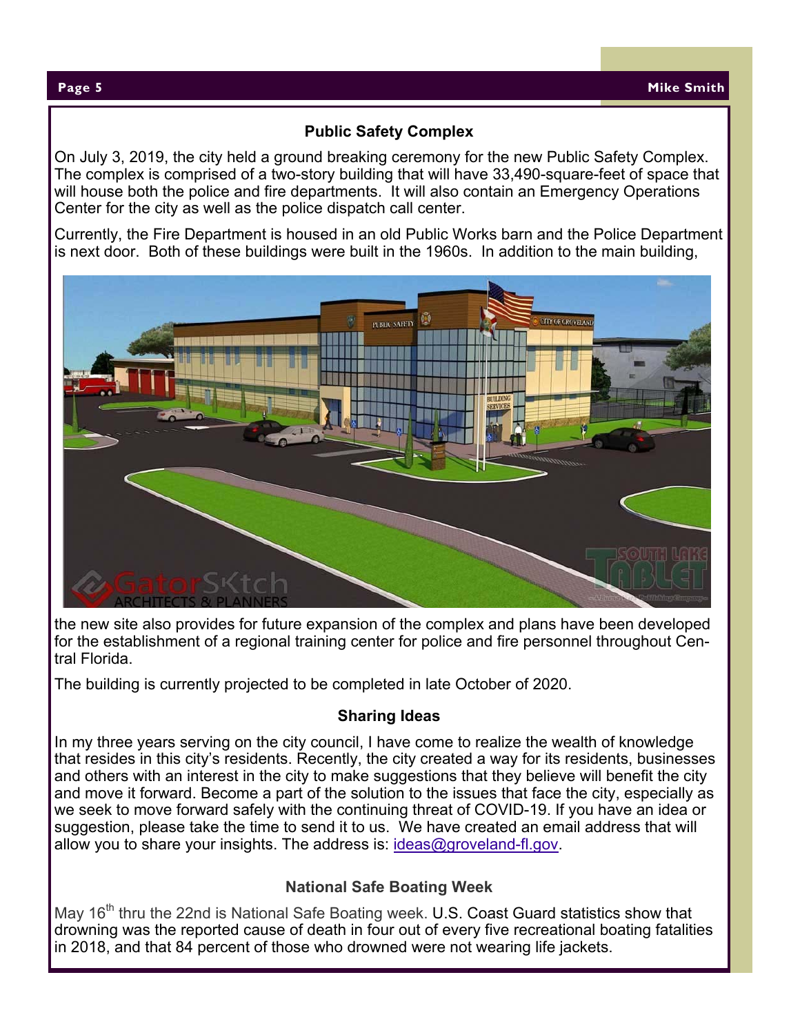### Public Safety Complex

On July 3, 2019, the city held a ground breaking ceremony for the new Public Safety Complex. The complex is comprised of a two-story building that will have 33,490-square-feet of space that will house both the police and fire departments. It will also contain an Emergency Operations Center for the city as well as the police dispatch call center.

Currently, the Fire Department is housed in an old Public Works barn and the Police Department is next door. Both of these buildings were built in the 1960s. In addition to the main building, the new site also provides for future expansion of the complex and plans have been developed for the establishment of a regional training center for police and fire personnel throughout Central Florida.

The building is currently projected to be completed in late October of 2020.

### Sharing Ideas

In my three years serving on the city council, I have come to realize the wealth of knowledge that resides in this city's residents. Recently, the city created a way for its residents, businesses and others with an interest in the city to make suggestions that they believe will benefit the city and move it forward. Become a part of the solution to the issues that face the city, especially as we seek to move forward safely with the continuing threat of COVID-19. If you have an idea or suggestion, please take the time to send it to us. We have created an email address that will allow you to share your insights. The address is: ideas@groveland-fl.gov.

### National Safe Boating Week

May 16th thru the 22nd is National Safe Boating week. U.S. Coast Guard statistics show that drowning was the reported cause of death in four out of every five recreational boating fatalities in 2018, and that 84 percent of those who drowned were not wearing life jackets.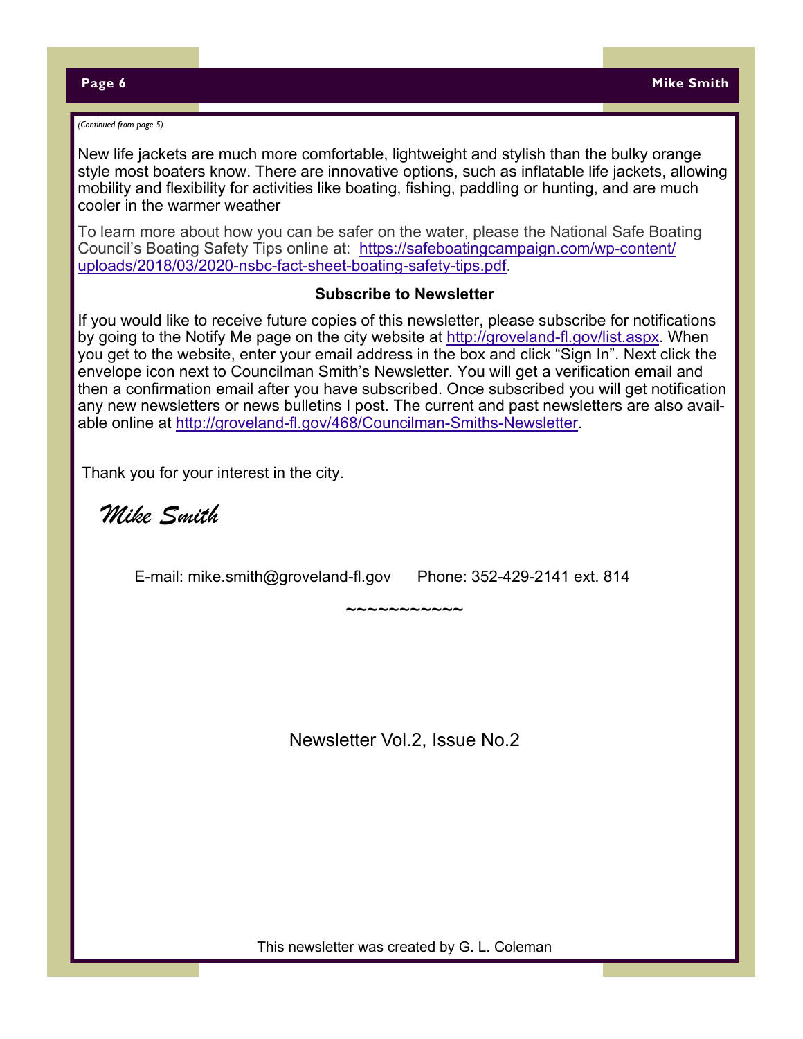*(Continued from page 5)*

New life jackets are much more comfortable, lightweight and stylish than the bulky orange style most boaters know. There are innovative options, such as inflatable life jackets, allowing mobility and flexibility for activities like boating, fishing, paddling or hunting, and are much cooler in the warmer weather

To learn more about how you can be safer on the water, please the National Safe Boating Council's Boating Safety Tips online at: https://safeboatingcampaign.com/wp-content/uploads/2018/03/2020-nsbc-fact-sheet-boating-safety-tips.pdf.

**Subscribe to Newsletter**

If you would like to receive future copies of this newsletter, please subscribe for notifications by going to the Notify Me page on the city website at http://groveland-fl.gov/list.aspx. When you get to the website, enter your email address in the box and click "Sign In". Next click the envelope icon next to Councilman Smith's Newsletter. You will get a verification email and then a confirmation email after you have subscribed. Once subscribed you will get notification any new newsletters or news bulletins I post. The current and past newsletters are also available online at http://groveland-fl.gov/468/Councilman-Smiths-Newsletter.

Thank you for your interest in the city.

*Mike Smith*

E-mail: mike.smith@groveland-fl.gov    Phone: 352-429-2141 ext. 814

~~~~~~~~~~~~

Newsletter Vol.2, Issue No.2

This newsletter was created by G. L. Coleman